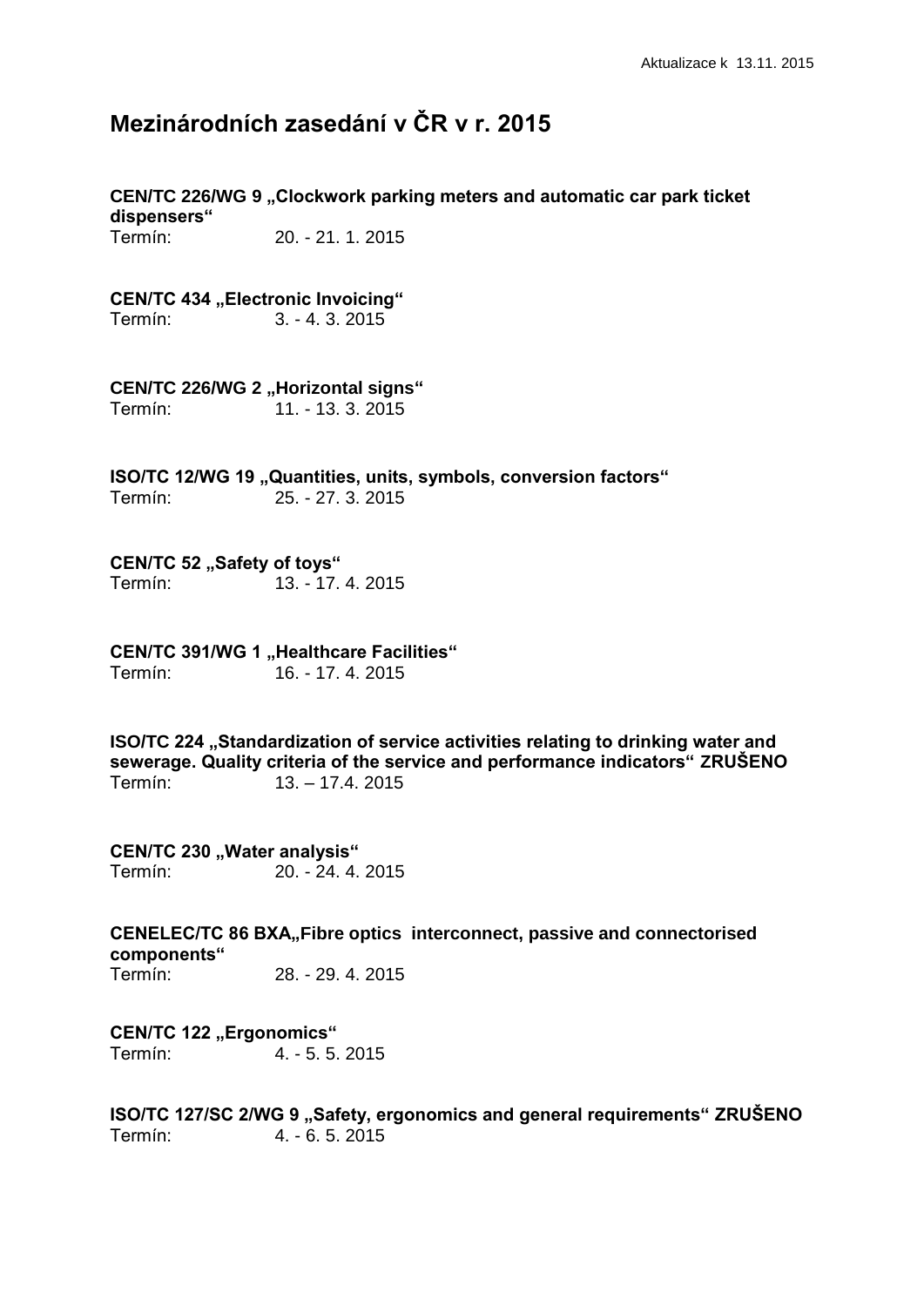Aktualizace k 13.11. 2015

# Mezinárodních zasedání v ČR v r. 2015

**CEN/TC 226/WG 9 „Clockwork parking meters and automatic car park ticket dispensers“**
Termín: 20. - 21. 1. 2015

**CEN/TC 434 „Electronic Invoicing“**
Termín: 3. - 4. 3. 2015

**CEN/TC 226/WG 2 „Horizontal signs“**
Termín: 11. - 13. 3. 2015

**ISO/TC 12/WG 19 „Quantities, units, symbols, conversion factors“**
Termín: 25. - 27. 3. 2015

**CEN/TC 52 „Safety of toys“**
Termín: 13. - 17. 4. 2015

**CEN/TC 391/WG 1 „Healthcare Facilities“**
Termín: 16. - 17. 4. 2015

**ISO/TC 224 „Standardization of service activities relating to drinking water and sewerage. Quality criteria of the service and performance indicators“ ZRUŠENO**
Termín: 13. – 17.4. 2015

**CEN/TC 230 „Water analysis“**
Termín: 20. - 24. 4. 2015

**CENELEC/TC 86 BXA„Fibre optics interconnect, passive and connectorised components“**
Termín: 28. - 29. 4. 2015

**CEN/TC 122 „Ergonomics“**
Termín: 4. - 5. 5. 2015

**ISO/TC 127/SC 2/WG 9 „Safety, ergonomics and general requirements“ ZRUŠENO**
Termín: 4. - 6. 5. 2015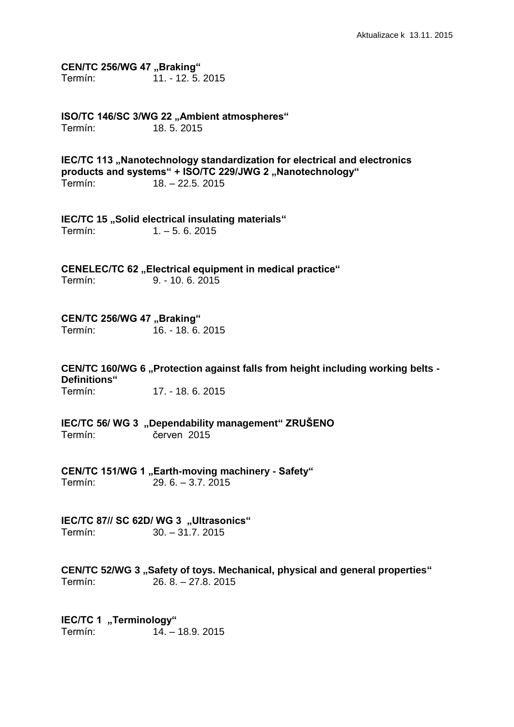Aktualizace k 13.11. 2015

**CEN/TC 256/WG 47 „Braking“**
Termín: 11. - 12. 5. 2015

**ISO/TC 146/SC 3/WG 22 „Ambient atmospheres“**
Termín: 18. 5. 2015

**IEC/TC 113 „Nanotechnology standardization for electrical and electronics products and systems“ + ISO/TC 229/JWG 2 „Nanotechnology“**
Termín: 18. – 22.5. 2015

**IEC/TC 15 „Solid electrical insulating materials“**
Termín: 1. – 5. 6. 2015

**CENELEC/TC 62 „Electrical equipment in medical practice“**
Termín: 9. - 10. 6. 2015

**CEN/TC 256/WG 47 „Braking“**
Termín: 16. - 18. 6. 2015

**CEN/TC 160/WG 6 „Protection against falls from height including working belts - Definitions“**
Termín: 17. - 18. 6. 2015

**IEC/TC 56/ WG 3 „Dependability management“ ZRUŠENO**
Termín: červen 2015

**CEN/TC 151/WG 1 „Earth-moving machinery - Safety“**
Termín: 29. 6. – 3.7. 2015

**IEC/TC 87// SC 62D/ WG 3 „Ultrasonics“**
Termín: 30. – 31.7. 2015

**CEN/TC 52/WG 3 „Safety of toys. Mechanical, physical and general properties“**
Termín: 26. 8. – 27.8. 2015

**IEC/TC 1 „Terminology“**
Termín: 14. – 18.9. 2015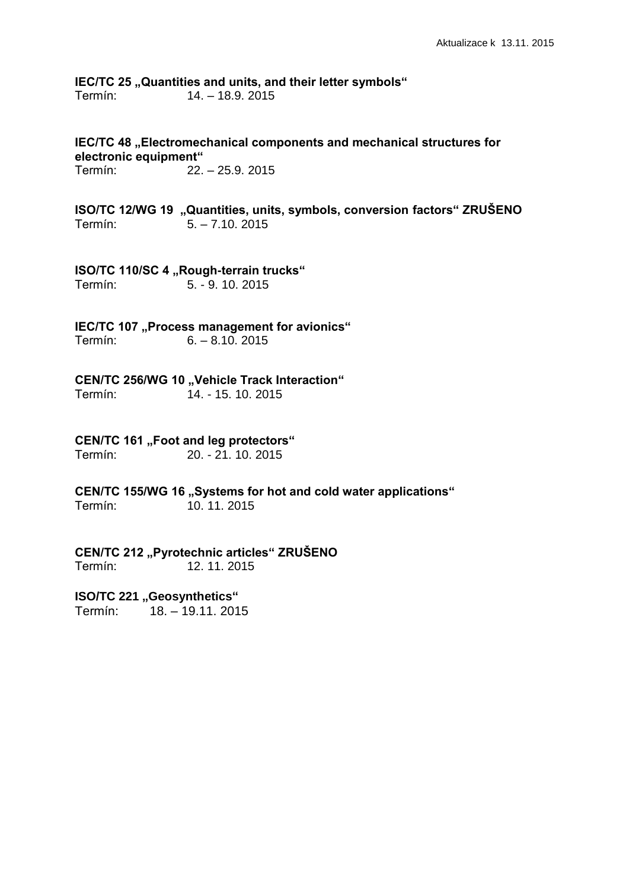Aktualizace k 13.11. 2015

**IEC/TC 25 „Quantities and units, and their letter symbols“**
Termín: 14. – 18.9. 2015

**IEC/TC 48 „Electromechanical components and mechanical structures for electronic equipment“**
Termín: 22. – 25.9. 2015

**ISO/TC 12/WG 19 „Quantities, units, symbols, conversion factors“ ZRUŠENO**
Termín: 5. – 7.10. 2015

**ISO/TC 110/SC 4 „Rough-terrain trucks“**
Termín: 5. - 9. 10. 2015

**IEC/TC 107 „Process management for avionics“**
Termín: 6. – 8.10. 2015

**CEN/TC 256/WG 10 „Vehicle Track Interaction“**
Termín: 14. - 15. 10. 2015

**CEN/TC 161 „Foot and leg protectors“**
Termín: 20. - 21. 10. 2015

**CEN/TC 155/WG 16 „Systems for hot and cold water applications“**
Termín: 10. 11. 2015

**CEN/TC 212 „Pyrotechnic articles“ ZRUŠENO**
Termín: 12. 11. 2015

**ISO/TC 221 „Geosynthetics“**
Termín: 18. – 19.11. 2015